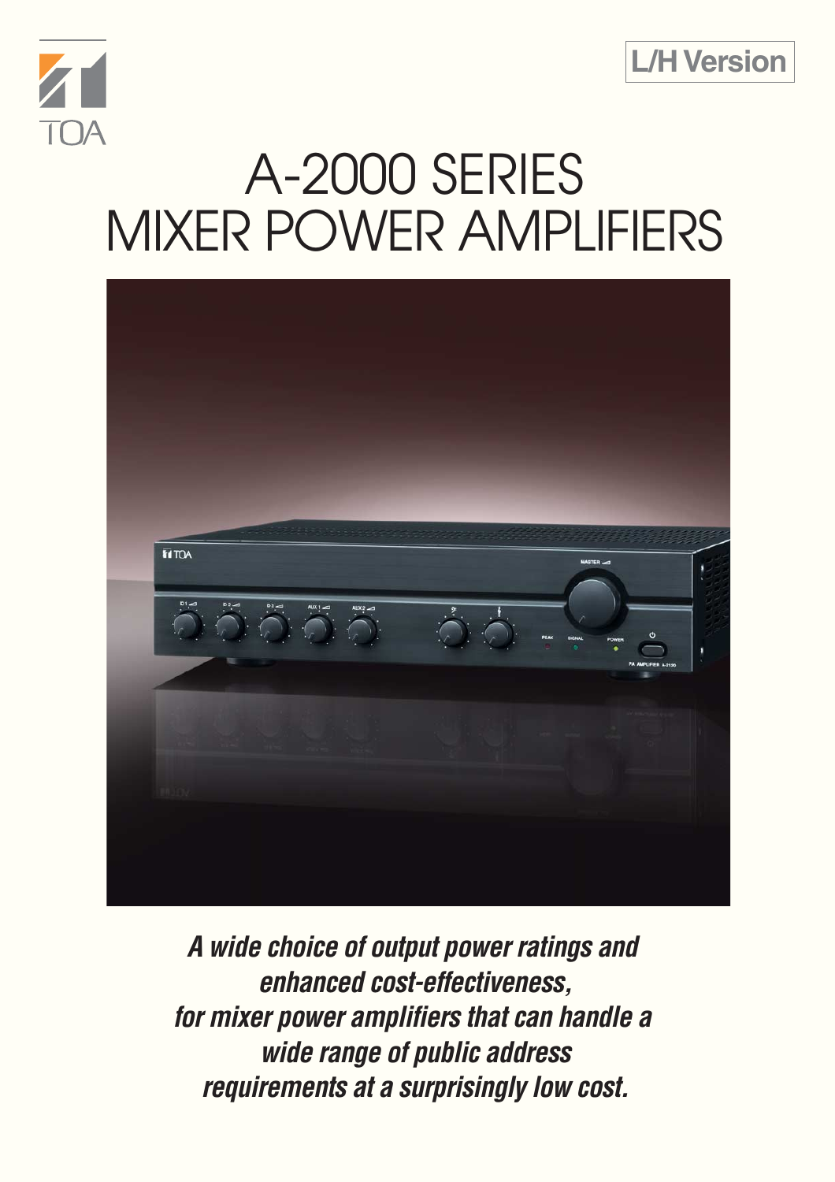TOA

L/H Version

# A-2000 SERIES MIXER POWER AMPLIFIERS

***A wide choice of output power ratings and enhanced cost-effectiveness, for mixer power amplifiers that can handle a wide range of public address requirements at a surprisingly low cost.***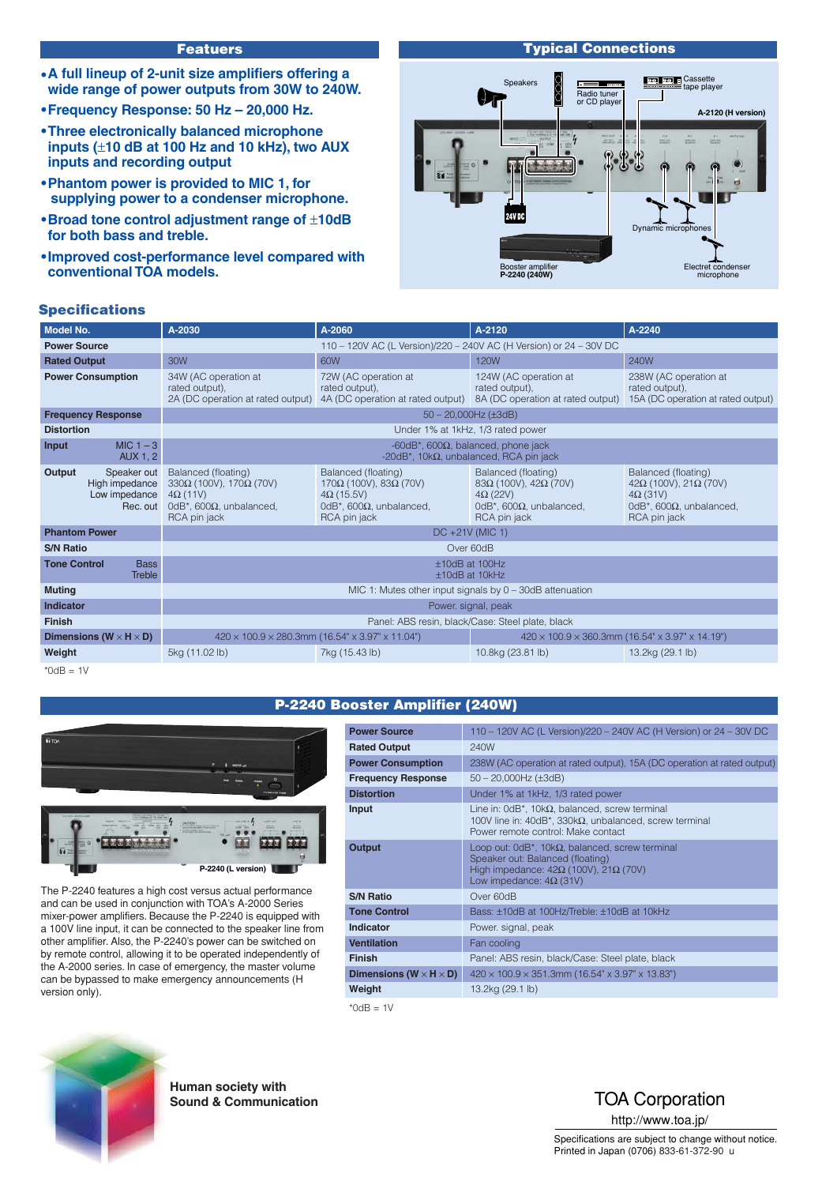## Features

- A full lineup of 2-unit size amplifiers offering a wide range of power outputs from 30W to 240W.
- Frequency Response: 50 Hz – 20,000 Hz.
- Three electronically balanced microphone inputs (±10 dB at 100 Hz and 10 kHz), two AUX inputs and recording output
- Phantom power is provided to MIC 1, for supplying power to a condenser microphone.
- Broad tone control adjustment range of ±10dB for both bass and treble.
- Improved cost-performance level compared with conventional TOA models.

## Typical Connections

Speakers
Radio tuner or CD player
Cassette tape player
A-2120 (H version)
24V DC
Dynamic microphones
Booster amplifier P-2240 (240W)
Electret condenser microphone

## Specifications

| Model No. | A-2030 | A-2060 | A-2120 | A-2240 |
|---|---|---|---|---|
| Power Source | 110 – 120V AC (L Version)/220 – 240V AC (H Version) or 24 – 30V DC | | | |
| Rated Output | 30W | 60W | 120W | 240W |
| Power Consumption | 34W (AC operation at rated output), 2A (DC operation at rated output) | 72W (AC operation at rated output), 4A (DC operation at rated output) | 124W (AC operation at rated output), 8A (DC operation at rated output) | 238W (AC operation at rated output), 15A (DC operation at rated output) |
| Frequency Response | 50 – 20,000Hz (±3dB) | | | |
| Distortion | Under 1% at 1kHz, 1/3 rated power | | | |
| Input MIC 1 – 3 / AUX 1, 2 | -60dB*, 600Ω, balanced, phone jack / -20dB*, 10kΩ, unbalanced, RCA pin jack | | | |
| Output Speaker out High impedance / Low impedance / Rec. out | Balanced (floating) 330Ω (100V), 170Ω (70V) / 4Ω (11V) / 0dB*, 600Ω, unbalanced, RCA pin jack | Balanced (floating) 170Ω (100V), 83Ω (70V) / 4Ω (15.5V) / 0dB*, 600Ω, unbalanced, RCA pin jack | Balanced (floating) 83Ω (100V), 42Ω (70V) / 4Ω (22V) / 0dB*, 600Ω, unbalanced, RCA pin jack | Balanced (floating) 42Ω (100V), 21Ω (70V) / 4Ω (31V) / 0dB*, 600Ω, unbalanced, RCA pin jack |
| Phantom Power | DC +21V (MIC 1) | | | |
| S/N Ratio | Over 60dB | | | |
| Tone Control Bass / Treble | ±10dB at 100Hz / ±10dB at 10kHz | | | |
| Muting | MIC 1: Mutes other input signals by 0 – 30dB attenuation | | | |
| Indicator | Power. signal, peak | | | |
| Finish | Panel: ABS resin, black/Case: Steel plate, black | | | |
| Dimensions (W × H × D) | 420 × 100.9 × 280.3mm (16.54" x 3.97" x 11.04") | | 420 × 100.9 × 360.3mm (16.54" x 3.97" x 14.19") | |
| Weight | 5kg (11.02 lb) | 7kg (15.43 lb) | 10.8kg (23.81 lb) | 13.2kg (29.1 lb) |

*0dB = 1V

## P-2240 Booster Amplifier (240W)

P-2240 (L version)

The P-2240 features a high cost versus actual performance and can be used in conjunction with TOA's A-2000 Series mixer-power amplifiers. Because the P-2240 is equipped with a 100V line input, it can be connected to the speaker line from other amplifier. Also, the P-2240's power can be switched on by remote control, allowing it to be operated independently of the A-2000 series. In case of emergency, the master volume can be bypassed to make emergency announcements (H version only).

| | |
|---|---|
| Power Source | 110 – 120V AC (L Version)/220 – 240V AC (H Version) or 24 – 30V DC |
| Rated Output | 240W |
| Power Consumption | 238W (AC operation at rated output), 15A (DC operation at rated output) |
| Frequency Response | 50 – 20,000Hz (±3dB) |
| Distortion | Under 1% at 1kHz, 1/3 rated power |
| Input | Line in: 0dB*, 10kΩ, balanced, screw terminal<br>100V line in: 40dB*, 330kΩ, unbalanced, screw terminal<br>Power remote control: Make contact |
| Output | Loop out: 0dB*, 10kΩ, balanced, screw terminal<br>Speaker out: Balanced (floating)<br>High impedance: 42Ω (100V), 21Ω (70V)<br>Low impedance: 4Ω (31V) |
| S/N Ratio | Over 60dB |
| Tone Control | Bass: ±10dB at 100Hz/Treble: ±10dB at 10kHz |
| Indicator | Power. signal, peak |
| Ventilation | Fan cooling |
| Finish | Panel: ABS resin, black/Case: Steel plate, black |
| Dimensions (W × H × D) | 420 × 100.9 × 351.3mm (16.54" x 3.97" x 13.83") |
| Weight | 13.2kg (29.1 lb) |

*0dB = 1V

Human society with Sound & Communication

TOA Corporation
http://www.toa.jp/

Specifications are subject to change without notice.
Printed in Japan (0706) 833-61-372-90 u